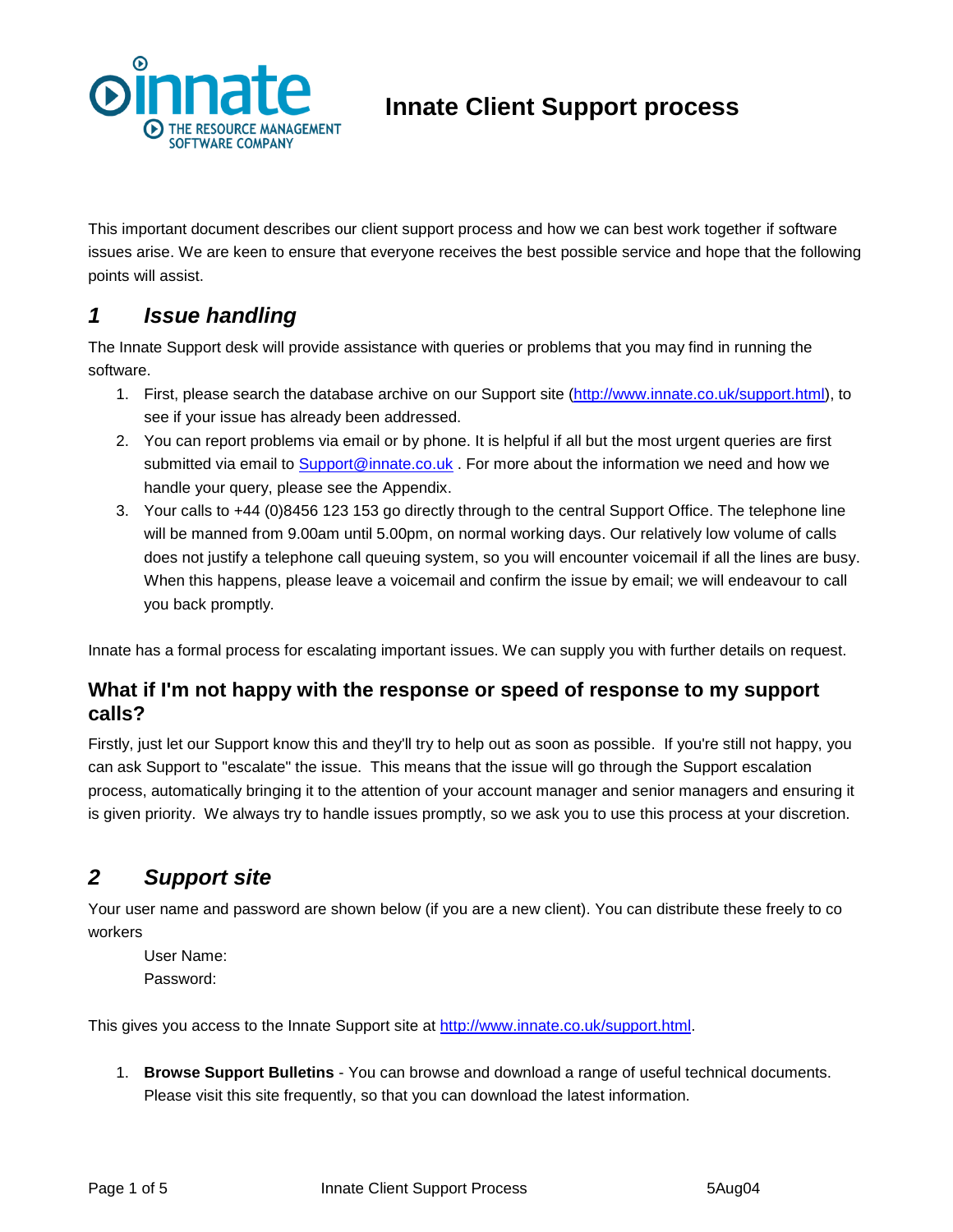# Innate Client Support process

This important document describes our client support process and how we can best work together if software issues arise. We are keen to ensure that everyone receives the best possible service and hope that the following points will assist.

## *1 Issue handling*

The Innate Support desk will provide assistance with queries or problems that you may find in running the software.

1. First, please search the database archive on our Support site (http://www.innate.co.uk/support.html), to see if your issue has already been addressed.
2. You can report problems via email or by phone. It is helpful if all but the most urgent queries are first submitted via email to Support@innate.co.uk . For more about the information we need and how we handle your query, please see the Appendix.
3. Your calls to +44 (0)8456 123 153 go directly through to the central Support Office. The telephone line will be manned from 9.00am until 5.00pm, on normal working days. Our relatively low volume of calls does not justify a telephone call queuing system, so you will encounter voicemail if all the lines are busy. When this happens, please leave a voicemail and confirm the issue by email; we will endeavour to call you back promptly.

Innate has a formal process for escalating important issues. We can supply you with further details on request.

### What if I'm not happy with the response or speed of response to my support calls?

Firstly, just let our Support know this and they'll try to help out as soon as possible. If you're still not happy, you can ask Support to "escalate" the issue. This means that the issue will go through the Support escalation process, automatically bringing it to the attention of your account manager and senior managers and ensuring it is given priority. We always try to handle issues promptly, so we ask you to use this process at your discretion.

## *2 Support site*

Your user name and password are shown below (if you are a new client). You can distribute these freely to co workers

User Name:
Password:

This gives you access to the Innate Support site at http://www.innate.co.uk/support.html.

1. **Browse Support Bulletins** - You can browse and download a range of useful technical documents. Please visit this site frequently, so that you can download the latest information.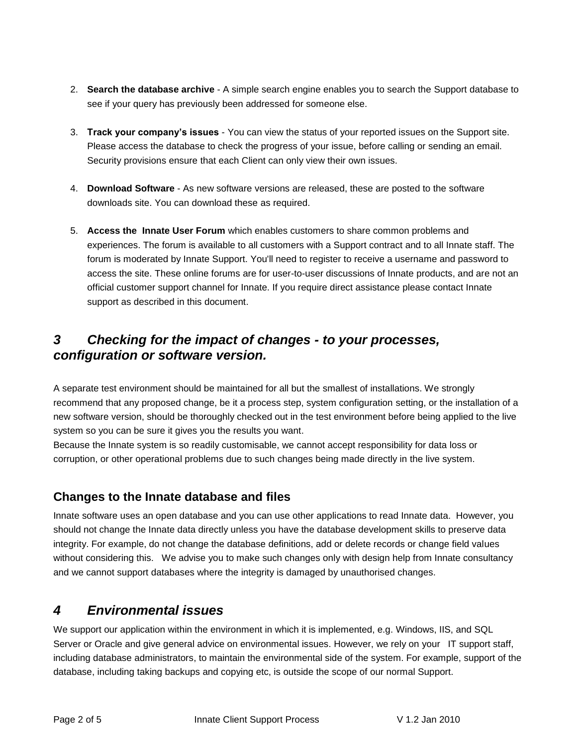2. **Search the database archive** - A simple search engine enables you to search the Support database to see if your query has previously been addressed for someone else.

3. **Track your company's issues** - You can view the status of your reported issues on the Support site. Please access the database to check the progress of your issue, before calling or sending an email. Security provisions ensure that each Client can only view their own issues.

4. **Download Software** - As new software versions are released, these are posted to the software downloads site. You can download these as required.

5. **Access the Innate User Forum** which enables customers to share common problems and experiences. The forum is available to all customers with a Support contract and to all Innate staff. The forum is moderated by Innate Support. You'll need to register to receive a username and password to access the site. These online forums are for user-to-user discussions of Innate products, and are not an official customer support channel for Innate. If you require direct assistance please contact Innate support as described in this document.

## *3 Checking for the impact of changes - to your processes, configuration or software version.*

A separate test environment should be maintained for all but the smallest of installations. We strongly recommend that any proposed change, be it a process step, system configuration setting, or the installation of a new software version, should be thoroughly checked out in the test environment before being applied to the live system so you can be sure it gives you the results you want.
Because the Innate system is so readily customisable, we cannot accept responsibility for data loss or corruption, or other operational problems due to such changes being made directly in the live system.

### Changes to the Innate database and files

Innate software uses an open database and you can use other applications to read Innate data. However, you should not change the Innate data directly unless you have the database development skills to preserve data integrity. For example, do not change the database definitions, add or delete records or change field values without considering this. We advise you to make such changes only with design help from Innate consultancy and we cannot support databases where the integrity is damaged by unauthorised changes.

## *4 Environmental issues*

We support our application within the environment in which it is implemented, e.g. Windows, IIS, and SQL Server or Oracle and give general advice on environmental issues. However, we rely on your IT support staff, including database administrators, to maintain the environmental side of the system. For example, support of the database, including taking backups and copying etc, is outside the scope of our normal Support.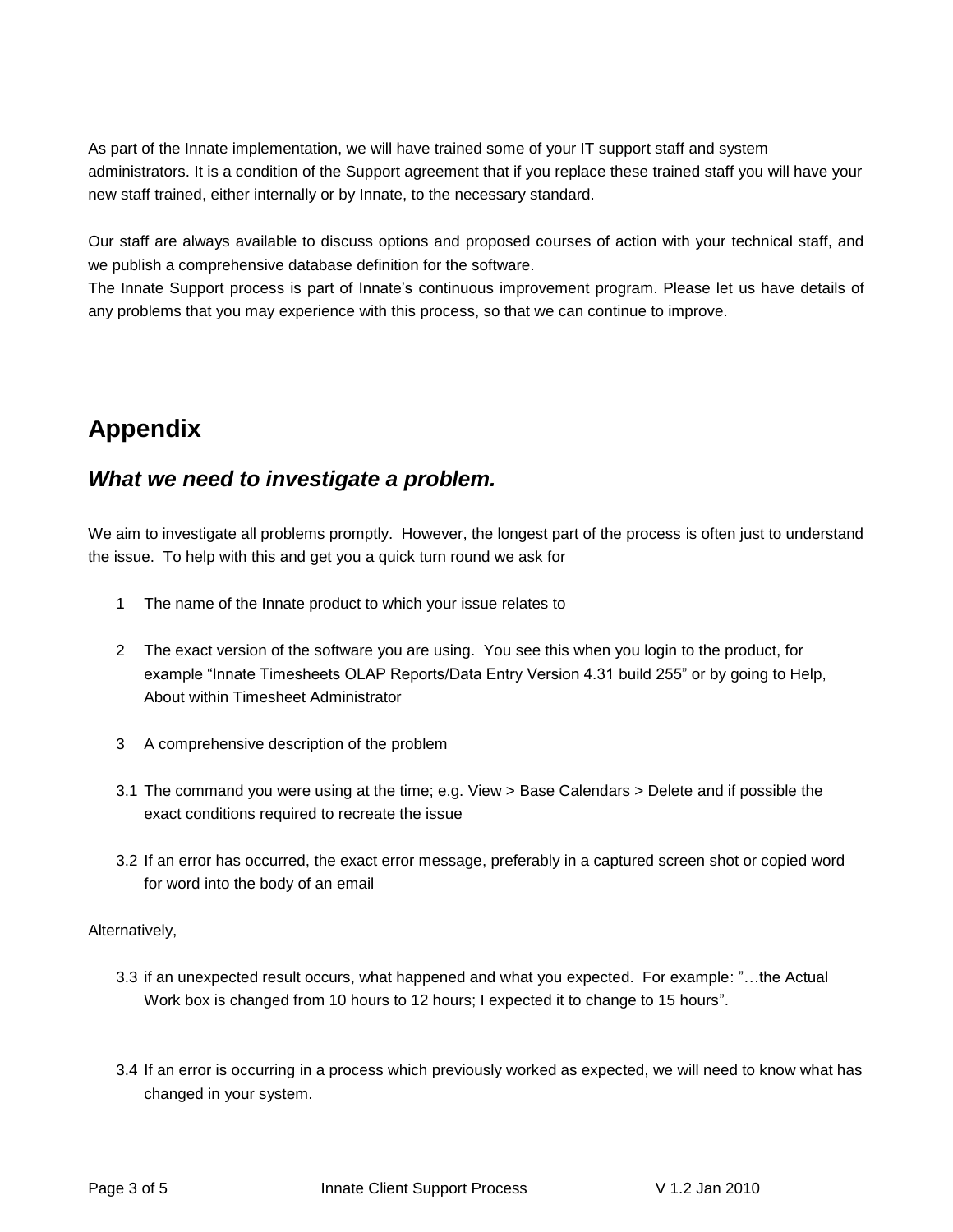As part of the Innate implementation, we will have trained some of your IT support staff and system administrators. It is a condition of the Support agreement that if you replace these trained staff you will have your new staff trained, either internally or by Innate, to the necessary standard.

Our staff are always available to discuss options and proposed courses of action with your technical staff, and we publish a comprehensive database definition for the software.

The Innate Support process is part of Innate's continuous improvement program. Please let us have details of any problems that you may experience with this process, so that we can continue to improve.

# Appendix

## *What we need to investigate a problem.*

We aim to investigate all problems promptly. However, the longest part of the process is often just to understand the issue. To help with this and get you a quick turn round we ask for

1 The name of the Innate product to which your issue relates to

2 The exact version of the software you are using. You see this when you login to the product, for example "Innate Timesheets OLAP Reports/Data Entry Version 4.31 build 255" or by going to Help, About within Timesheet Administrator

3 A comprehensive description of the problem

3.1 The command you were using at the time; e.g. View > Base Calendars > Delete and if possible the exact conditions required to recreate the issue

3.2 If an error has occurred, the exact error message, preferably in a captured screen shot or copied word for word into the body of an email

Alternatively,

3.3 if an unexpected result occurs, what happened and what you expected. For example: "…the Actual Work box is changed from 10 hours to 12 hours; I expected it to change to 15 hours".

3.4 If an error is occurring in a process which previously worked as expected, we will need to know what has changed in your system.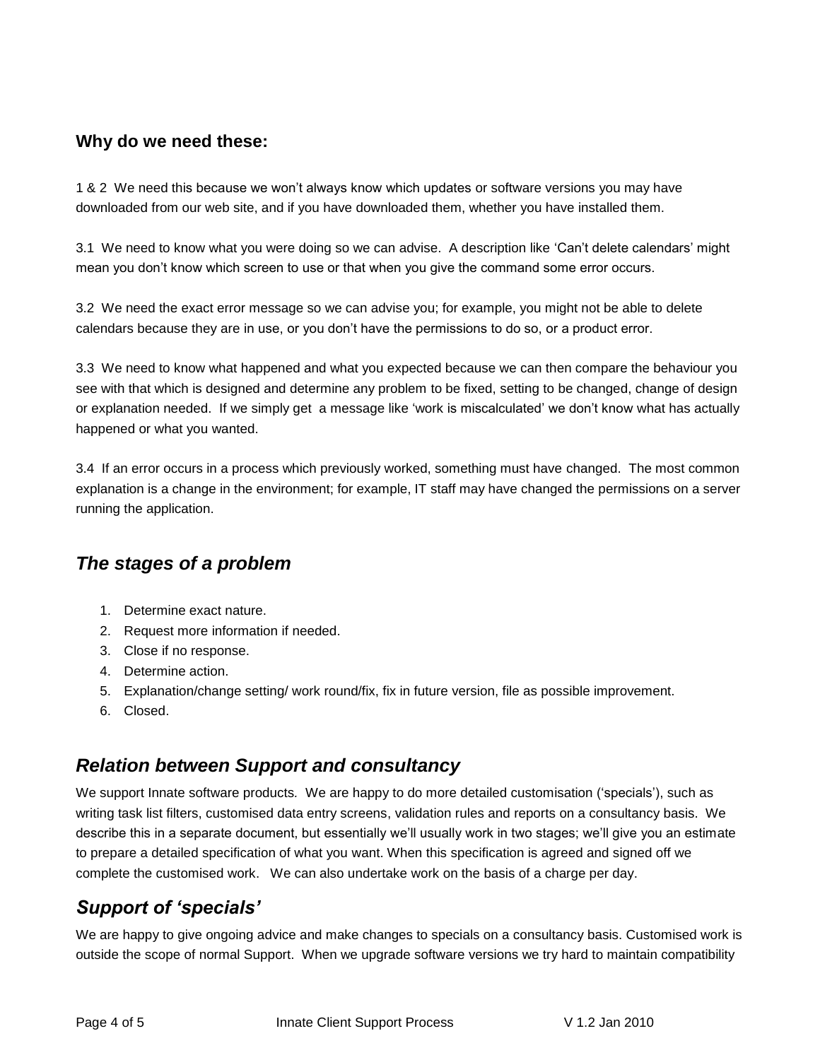### Why do we need these:

1 & 2  We need this because we won't always know which updates or software versions you may have downloaded from our web site, and if you have downloaded them, whether you have installed them.

3.1  We need to know what you were doing so we can advise.  A description like 'Can't delete calendars' might mean you don't know which screen to use or that when you give the command some error occurs.

3.2  We need the exact error message so we can advise you; for example, you might not be able to delete calendars because they are in use, or you don't have the permissions to do so, or a product error.

3.3  We need to know what happened and what you expected because we can then compare the behaviour you see with that which is designed and determine any problem to be fixed, setting to be changed, change of design or explanation needed.  If we simply get  a message like 'work is miscalculated' we don't know what has actually happened or what you wanted.

3.4  If an error occurs in a process which previously worked, something must have changed.  The most common explanation is a change in the environment; for example, IT staff may have changed the permissions on a server running the application.

## *The stages of a problem*

1. Determine exact nature.
2. Request more information if needed.
3. Close if no response.
4. Determine action.
5. Explanation/change setting/ work round/fix, fix in future version, file as possible improvement.
6. Closed.

## *Relation between Support and consultancy*

We support Innate software products.  We are happy to do more detailed customisation ('specials'), such as writing task list filters, customised data entry screens, validation rules and reports on a consultancy basis.  We describe this in a separate document, but essentially we'll usually work in two stages; we'll give you an estimate to prepare a detailed specification of what you want. When this specification is agreed and signed off we complete the customised work.   We can also undertake work on the basis of a charge per day.

## *Support of 'specials'*

We are happy to give ongoing advice and make changes to specials on a consultancy basis. Customised work is outside the scope of normal Support.  When we upgrade software versions we try hard to maintain compatibility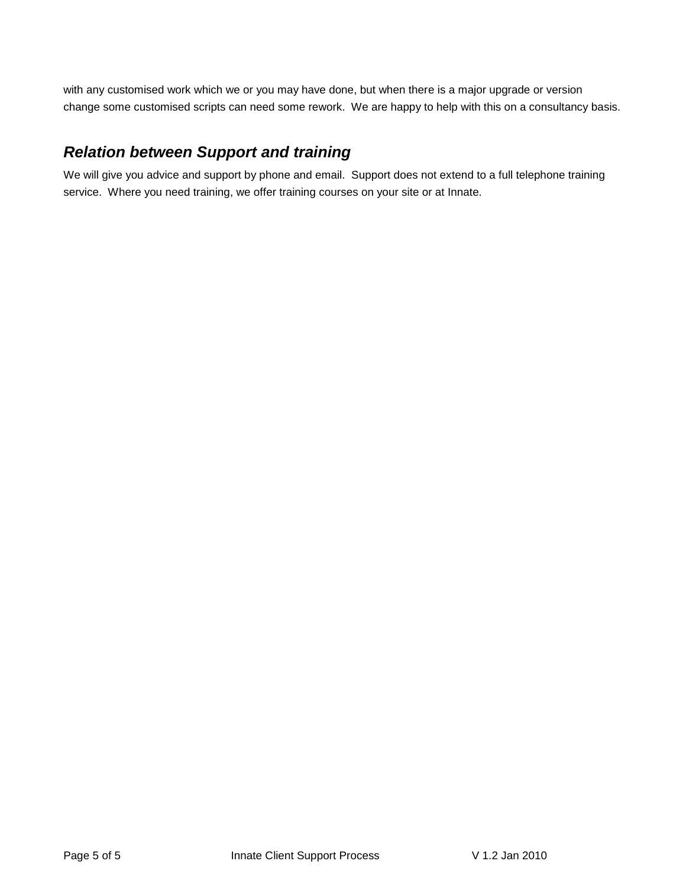with any customised work which we or you may have done, but when there is a major upgrade or version change some customised scripts can need some rework.  We are happy to help with this on a consultancy basis.

## *Relation between Support and training*

We will give you advice and support by phone and email.  Support does not extend to a full telephone training service.  Where you need training, we offer training courses on your site or at Innate.